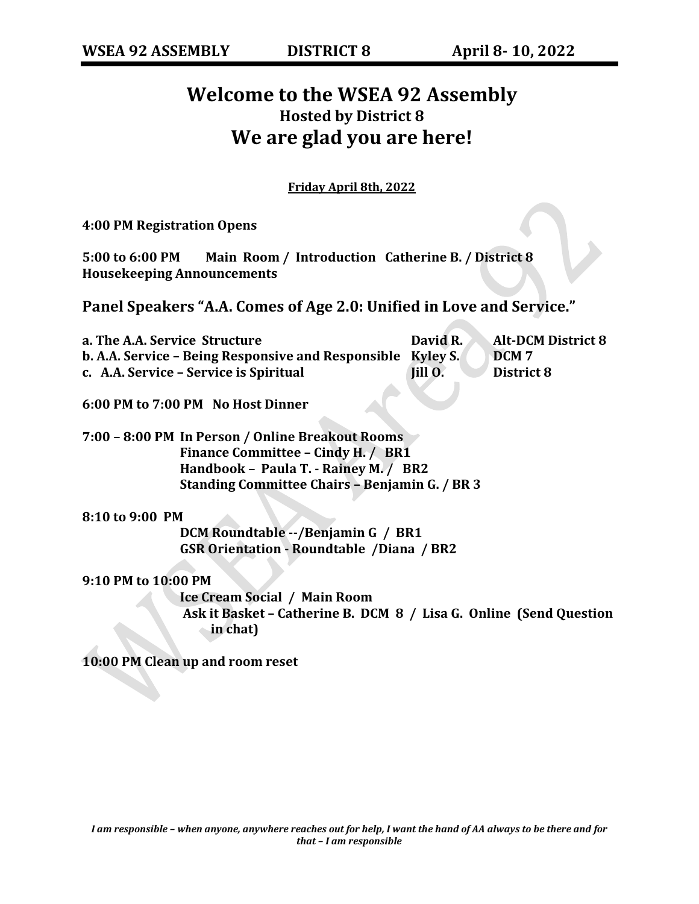# Welcome to the WSEA 92 Assembly

### Hosted by District 8

## We are glad you are here!

**Friday April 8th, 2022**

**4:00 PM Registration Opens**

**5:00 to 6:00 PM Main Room / Introduction Catherine B. / District 8**
**Housekeeping Announcements**

## Panel Speakers "A.A. Comes of Age 2.0: Unified in Love and Service."

| | | |
|---|---|---|
| **a. The A.A. Service Structure** | **David R.** | **Alt-DCM District 8** |
| **b. A.A. Service – Being Responsive and Responsible** | **Kyley S.** | **DCM 7** |
| **c. A.A. Service – Service is Spiritual** | **Jill O.** | **District 8** |

**6:00 PM to 7:00 PM No Host Dinner**

**7:00 – 8:00 PM In Person / Online Breakout Rooms**
**Finance Committee – Cindy H. / BR1**
**Handbook – Paula T. - Rainey M. / BR2**
**Standing Committee Chairs – Benjamin G. / BR 3**

**8:10 to 9:00 PM**
**DCM Roundtable --/Benjamin G / BR1**
**GSR Orientation - Roundtable /Diana / BR2**

**9:10 PM to 10:00 PM**
**Ice Cream Social / Main Room**
**Ask it Basket – Catherine B. DCM 8 / Lisa G. Online (Send Question in chat)**

**10:00 PM Clean up and room reset**

***I am responsible – when anyone, anywhere reaches out for help, I want the hand of AA always to be there and for that – I am responsible***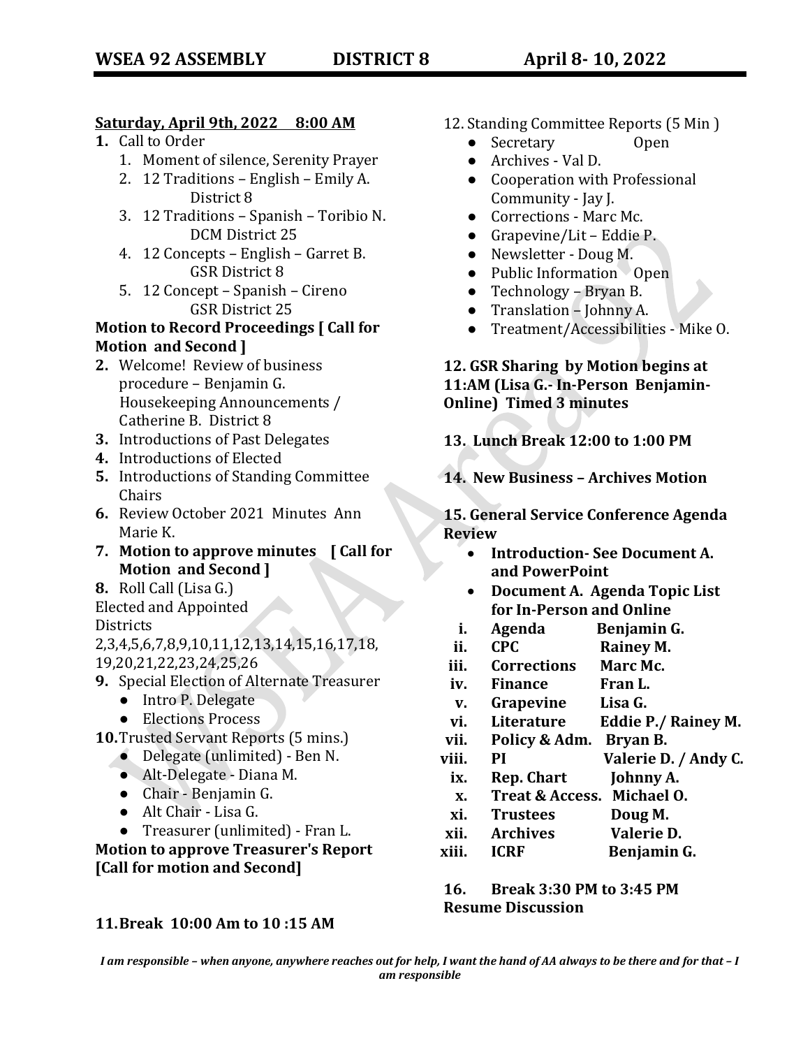**WSEA 92 ASSEMBLY DISTRICT 8 April 8- 10, 2022**

**Saturday, April 9th, 2022 8:00 AM**

1. Call to Order
   1. Moment of silence, Serenity Prayer
   2. 12 Traditions – English – Emily A. District 8
   3. 12 Traditions – Spanish – Toribio N. DCM District 25
   4. 12 Concepts – English – Garret B. GSR District 8
   5. 12 Concept – Spanish – Cireno GSR District 25

**Motion to Record Proceedings [ Call for Motion and Second ]**

2. Welcome! Review of business procedure – Benjamin G. Housekeeping Announcements / Catherine B. District 8
3. Introductions of Past Delegates
4. Introductions of Elected
5. Introductions of Standing Committee Chairs
6. Review October 2021 Minutes Ann Marie K.
7. **Motion to approve minutes [ Call for Motion and Second ]**
8. Roll Call (Lisa G.)

Elected and Appointed
Districts
2,3,4,5,6,7,8,9,10,11,12,13,14,15,16,17,18, 19,20,21,22,23,24,25,26

9. Special Election of Alternate Treasurer
   - Intro P. Delegate
   - Elections Process
10. Trusted Servant Reports (5 mins.)
    - Delegate (unlimited) - Ben N.
    - Alt-Delegate - Diana M.
    - Chair - Benjamin G.
    - Alt Chair - Lisa G.
    - Treasurer (unlimited) - Fran L.

**Motion to approve Treasurer's Report [Call for motion and Second]**

**11. Break 10:00 Am to 10 :15 AM**

12. Standing Committee Reports (5 Min )
    - Secretary Open
    - Archives - Val D.
    - Cooperation with Professional Community - Jay J.
    - Corrections - Marc Mc.
    - Grapevine/Lit – Eddie P.
    - Newsletter - Doug M.
    - Public Information Open
    - Technology – Bryan B.
    - Translation – Johnny A.
    - Treatment/Accessibilities - Mike O.

**12. GSR Sharing by Motion begins at 11:AM (Lisa G.- In-Person Benjamin-Online) Timed 3 minutes**

**13. Lunch Break 12:00 to 1:00 PM**

**14. New Business – Archives Motion**

**15. General Service Conference Agenda Review**

- **Introduction- See Document A. and PowerPoint**
- **Document A. Agenda Topic List for In-Person and Online**

| | | |
|---|---|---|
| **i.** | **Agenda** | **Benjamin G.** |
| **ii.** | **CPC** | **Rainey M.** |
| **iii.** | **Corrections** | **Marc Mc.** |
| **iv.** | **Finance** | **Fran L.** |
| **v.** | **Grapevine** | **Lisa G.** |
| **vi.** | **Literature** | **Eddie P./ Rainey M.** |
| **vii.** | **Policy & Adm.** | **Bryan B.** |
| **viii.** | **PI** | **Valerie D. / Andy C.** |
| **ix.** | **Rep. Chart** | **Johnny A.** |
| **x.** | **Treat & Access.** | **Michael O.** |
| **xi.** | **Trustees** | **Doug M.** |
| **xii.** | **Archives** | **Valerie D.** |
| **xiii.** | **ICRF** | **Benjamin G.** |

**16. Break 3:30 PM to 3:45 PM Resume Discussion**

*I am responsible – when anyone, anywhere reaches out for help, I want the hand of AA always to be there and for that – I am responsible*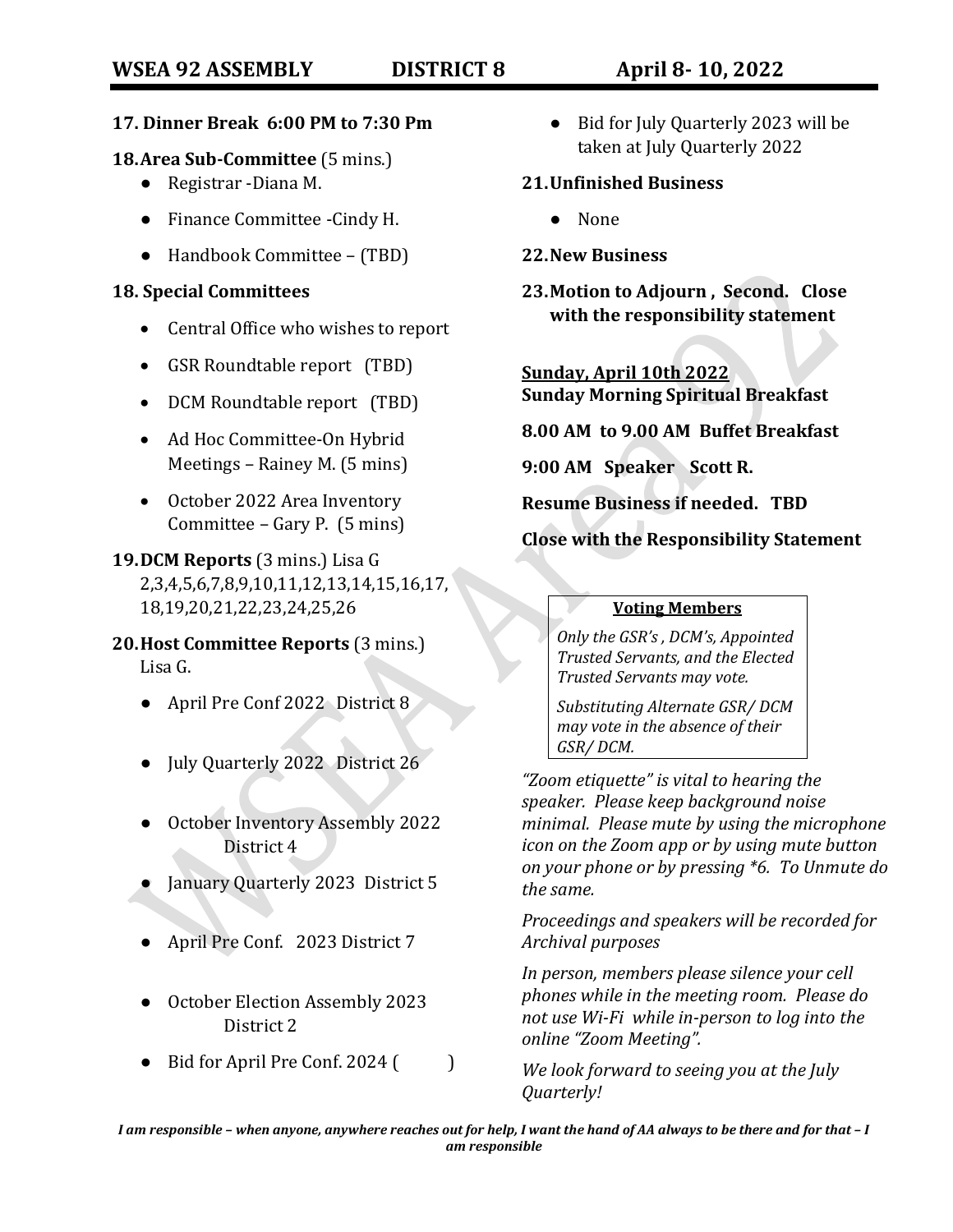**17. Dinner Break 6:00 PM to 7:30 Pm**

**18. Area Sub-Committee** (5 mins.)

- Registrar -Diana M.
- Finance Committee -Cindy H.
- Handbook Committee – (TBD)

**18. Special Committees**

- Central Office who wishes to report
- GSR Roundtable report (TBD)
- DCM Roundtable report (TBD)
- Ad Hoc Committee-On Hybrid Meetings – Rainey M. (5 mins)
- October 2022 Area Inventory Committee – Gary P. (5 mins)

**19. DCM Reports** (3 mins.) Lisa G
2,3,4,5,6,7,8,9,10,11,12,13,14,15,16,17, 18,19,20,21,22,23,24,25,26

**20. Host Committee Reports** (3 mins.) Lisa G.

- April Pre Conf 2022 District 8
- July Quarterly 2022 District 26
- October Inventory Assembly 2022 District 4
- January Quarterly 2023 District 5
- April Pre Conf. 2023 District 7
- October Election Assembly 2023 District 2
- Bid for April Pre Conf. 2024 (          )
- Bid for July Quarterly 2023 will be taken at July Quarterly 2022

**21. Unfinished Business**

- None

**22. New Business**

**23. Motion to Adjourn , Second. Close with the responsibility statement**

**Sunday, April 10th 2022**
**Sunday Morning Spiritual Breakfast**

**8.00 AM to 9.00 AM Buffet Breakfast**

**9:00 AM Speaker Scott R.**

**Resume Business if needed. TBD**

**Close with the Responsibility Statement**

**Voting Members**

*Only the GSR's , DCM's, Appointed Trusted Servants, and the Elected Trusted Servants may vote.*

*Substituting Alternate GSR/ DCM may vote in the absence of their GSR/ DCM.*

*"Zoom etiquette" is vital to hearing the speaker. Please keep background noise minimal. Please mute by using the microphone icon on the Zoom app or by using mute button on your phone or by pressing *6. To Unmute do the same.*

*Proceedings and speakers will be recorded for Archival purposes*

*In person, members please silence your cell phones while in the meeting room. Please do not use Wi-Fi while in-person to log into the online "Zoom Meeting".*

*We look forward to seeing you at the July Quarterly!*

***I am responsible – when anyone, anywhere reaches out for help, I want the hand of AA always to be there and for that – I am responsible***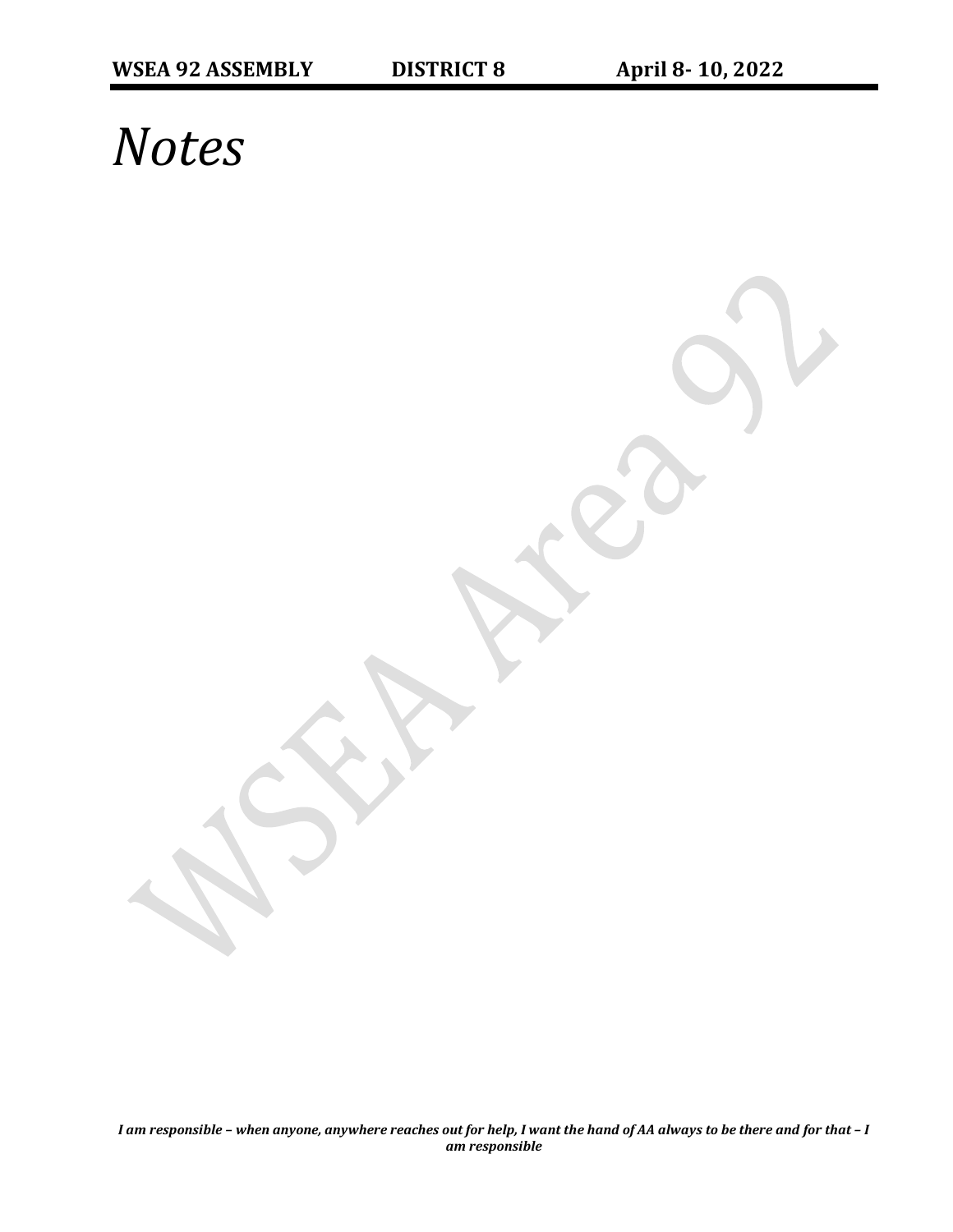# *Notes*